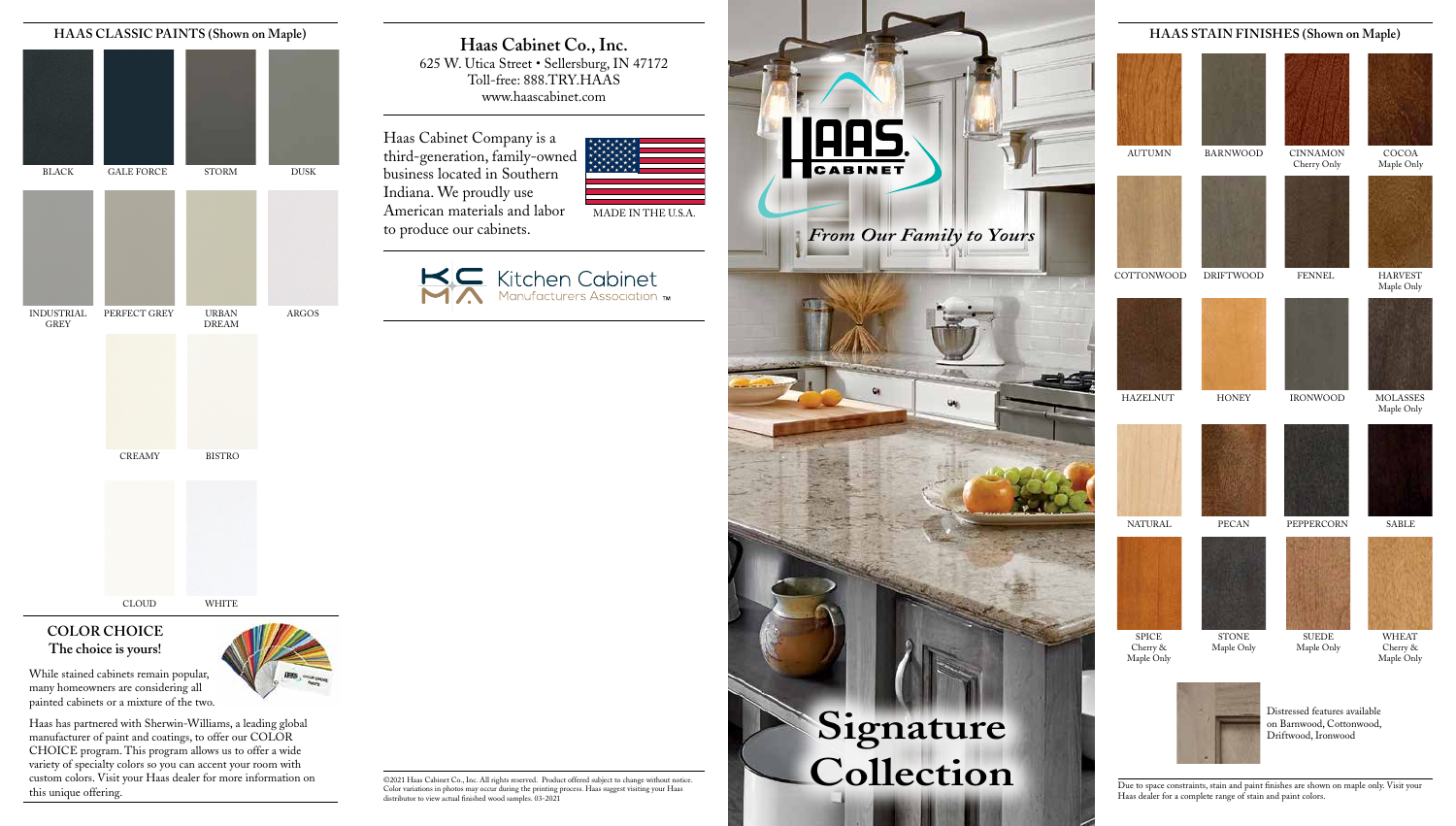## HAAS CLASSIC PAINTS (Shown on Maple)

BLACK

GALE FORCE

STORM

DUSK

INDUSTRIAL GREY

PERFECT GREY

URBAN DREAM

ARGOS

CREAMY

BISTRO

CLOUD

WHITE

### COLOR CHOICE

**The choice is yours!**

While stained cabinets remain popular, many homeowners are considering all painted cabinets or a mixture of the two.

Haas has partnered with Sherwin-Williams, a leading global manufacturer of paint and coatings, to offer our COLOR CHOICE program. This program allows us to offer a wide variety of specialty colors so you can accent your room with custom colors. Visit your Haas dealer for more information on this unique offering.

## Haas Cabinet Co., Inc.

625 W. Utica Street • Sellersburg, IN 47172
Toll-free: 888.TRY.HAAS
www.haascabinet.com

Haas Cabinet Company is a third-generation, family-owned business located in Southern Indiana. We proudly use American materials and labor to produce our cabinets.

MADE IN THE U.S.A.

Kitchen Cabinet Manufacturers Association ™

©2021 Haas Cabinet Co., Inc. All rights reserved. Product offered subject to change without notice. Color variations in photos may occur during the printing process. Haas suggest visiting your Haas distributor to view actual finished wood samples. 03-2021

HAAS CABINET

*From Our Family to Yours*

# Signature Collection

## HAAS STAIN FINISHES (Shown on Maple)

AUTUMN

BARNWOOD

CINNAMON
Cherry Only

COCOA
Maple Only

COTTONWOOD

DRIFTWOOD

FENNEL

HARVEST
Maple Only

HAZELNUT

HONEY

IRONWOOD

MOLASSES
Maple Only

NATURAL

PECAN

PEPPERCORN

SABLE

SPICE
Cherry & Maple Only

STONE
Maple Only

SUEDE
Maple Only

WHEAT
Cherry & Maple Only

Distressed features available on Barnwood, Cottonwood, Driftwood, Ironwood

Due to space constraints, stain and paint finishes are shown on maple only. Visit your Haas dealer for a complete range of stain and paint colors.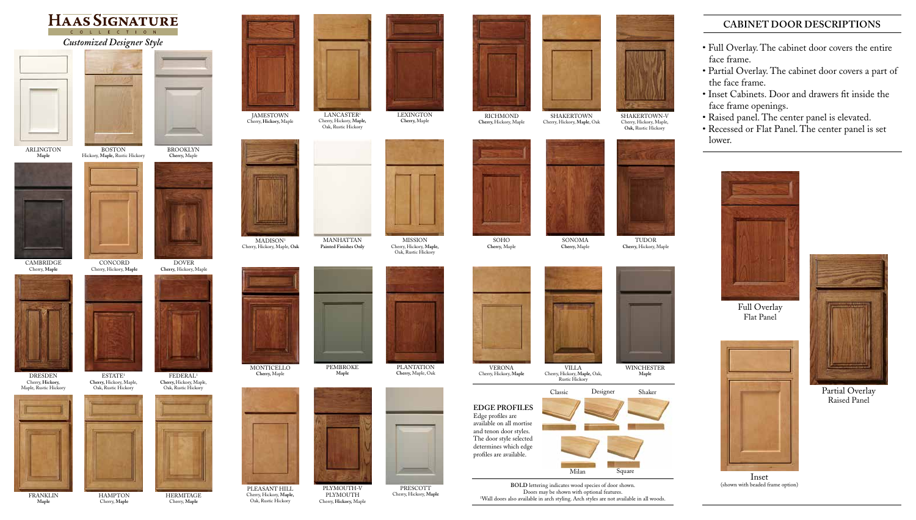# HAAS SIGNATURE

COLLECTION

*Customized Designer Style*

ARLINGTON
**Maple**

BOSTON
Hickory, **Maple**, Rustic Hickory

BROOKLYN
**Cherry**, Maple

CAMBRIDGE
Cherry, **Maple**

CONCORD
Cherry, Hickory, **Maple**

DOVER
**Cherry**, Hickory, Maple

DRESDEN
Cherry, **Hickory**, Maple, Rustic Hickory

ESTATE[1]
**Cherry**, Hickory, Maple, Oak, Rustic Hickory

FEDERAL[1]
**Cherry**, Hickory, Maple, Oak, Rustic Hickory

FRANKLIN
**Maple**

HAMPTON
Cherry, **Maple**

HERMITAGE
Cherry, **Maple**

JAMESTOWN
Cherry, **Hickory**, Maple

LANCASTER[1]
Cherry, Hickory, **Maple**, Oak, Rustic Hickory

LEXINGTON
**Cherry**, Maple

MADISON[1]
Cherry, Hickory, Maple, **Oak**

MANHATTAN
**Painted Finishes Only**

MISSION
Cherry, Hickory, **Maple**, Oak, Rustic Hickory

MONTICELLO
**Cherry**, Maple

PEMBROKE
**Maple**

PLANTATION
**Cherry**, Maple, Oak

PLEASANT HILL
Cherry, Hickory, **Maple**, Oak, Rustic Hickory

PLYMOUTH-V
PLYMOUTH
Cherry, **Hickory**, Maple

PRESCOTT
Cherry, Hickory, **Maple**

RICHMOND
**Cherry**, Hickory, Maple

SHAKERTOWN
Cherry, Hickory, **Maple**, Oak

SHAKERTOWN-V
Cherry, Hickory, Maple, **Oak**, Rustic Hickory

SOHO
**Cherry**, Maple

SONOMA
**Cherry**, Maple

TUDOR
**Cherry**, Hickory, Maple

VERONA
Cherry, Hickory, **Maple**

VILLA
Cherry, Hickory, **Maple**, Oak, Rustic Hickory

WINCHESTER
**Maple**

## EDGE PROFILES

Edge profiles are available on all mortise and tenon door styles. The door style selected determines which edge profiles are available.

Classic
Designer
Shaker
Milan
Square

**BOLD** lettering indicates wood species of door shown.
Doors may be shown with optional features.
[1]Wall doors also available in arch styling. Arch styles are not available in all woods.

## CABINET DOOR DESCRIPTIONS

- Full Overlay. The cabinet door covers the entire face frame.
- Partial Overlay. The cabinet door covers a part of the face frame.
- Inset Cabinets. Door and drawers fit inside the face frame openings.
- Raised panel. The center panel is elevated.
- Recessed or Flat Panel. The center panel is set lower.

Full Overlay
Flat Panel

Partial Overlay
Raised Panel

Inset
(shown with beaded frame option)